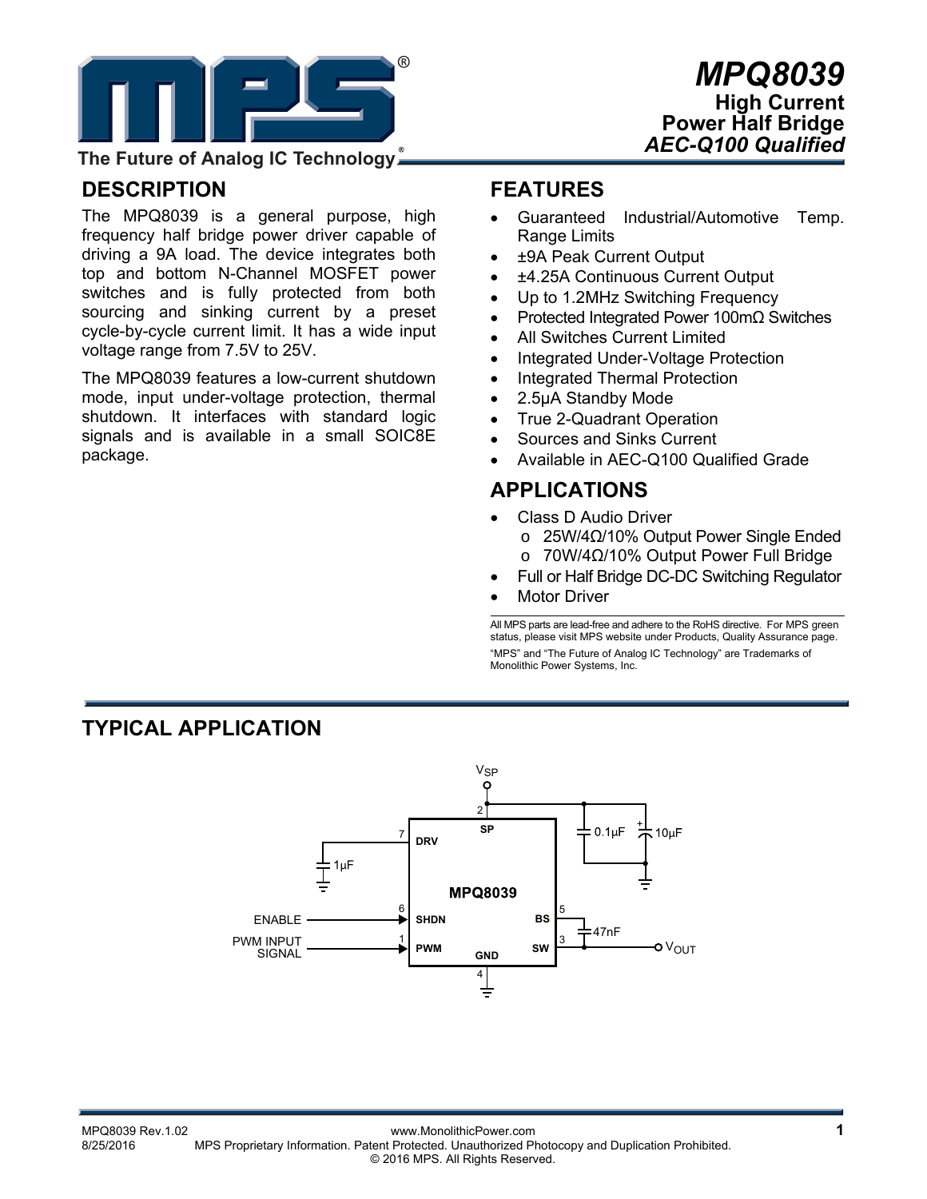# MPQ8039

**High Current Power Half Bridge**

***AEC-Q100 Qualified***

The Future of Analog IC Technology

## DESCRIPTION

The MPQ8039 is a general purpose, high frequency half bridge power driver capable of driving a 9A load. The device integrates both top and bottom N-Channel MOSFET power switches and is fully protected from both sourcing and sinking current by a preset cycle-by-cycle current limit. It has a wide input voltage range from 7.5V to 25V.

The MPQ8039 features a low-current shutdown mode, input under-voltage protection, thermal shutdown. It interfaces with standard logic signals and is available in a small SOIC8E package.

## FEATURES

- Guaranteed Industrial/Automotive Temp. Range Limits
- ±9A Peak Current Output
- ±4.25A Continuous Current Output
- Up to 1.2MHz Switching Frequency
- Protected Integrated Power 100mΩ Switches
- All Switches Current Limited
- Integrated Under-Voltage Protection
- Integrated Thermal Protection
- 2.5μA Standby Mode
- True 2-Quadrant Operation
- Sources and Sinks Current
- Available in AEC-Q100 Qualified Grade

## APPLICATIONS

- Class D Audio Driver
  - o 25W/4Ω/10% Output Power Single Ended
  - o 70W/4Ω/10% Output Power Full Bridge
- Full or Half Bridge DC-DC Switching Regulator
- Motor Driver

All MPS parts are lead-free and adhere to the RoHS directive. For MPS green status, please visit MPS website under Products, Quality Assurance page.

"MPS" and "The Future of Analog IC Technology" are Trademarks of Monolithic Power Systems, Inc.

## TYPICAL APPLICATION

$V_{SP}$ — 2 SP; 0.1μF; 10μF

7 DRV — 1μF

ENABLE — 6 SHDN

PWM INPUT SIGNAL — 1 PWM

MPQ8039

5 BS — 47nF

3 SW — $V_{OUT}$

4 GND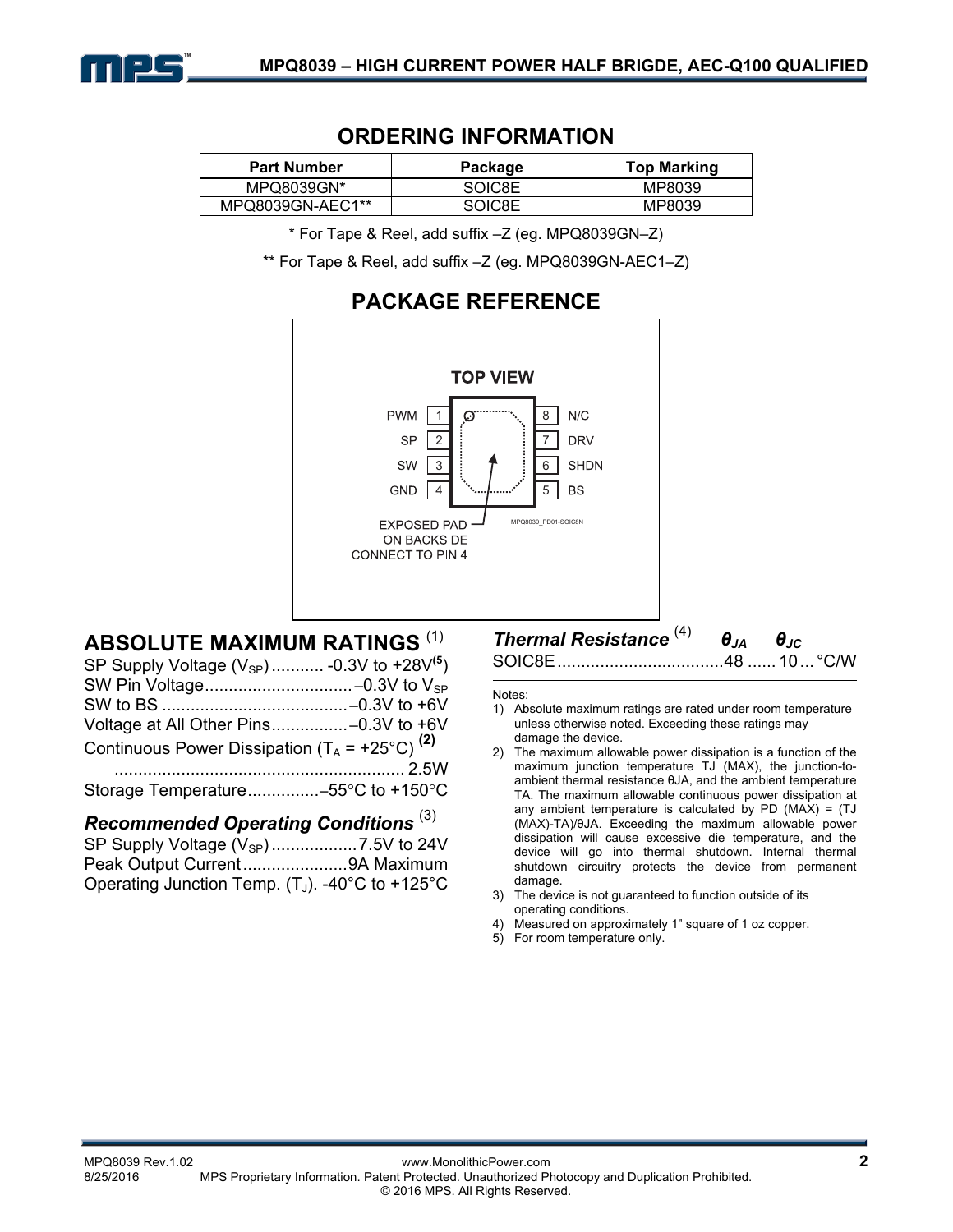## ORDERING INFORMATION

| Part Number | Package | Top Marking |
| --- | --- | --- |
| MPQ8039GN* | SOIC8E | MP8039 |
| MPQ8039GN-AEC1** | SOIC8E | MP8039 |

* For Tape & Reel, add suffix –Z (eg. MPQ8039GN–Z)

** For Tape & Reel, add suffix –Z (eg. MPQ8039GN-AEC1–Z)

## PACKAGE REFERENCE

TOP VIEW

| Pin | Name | | Pin | Name |
| --- | --- | --- | --- | --- |
| 1 | PWM | | 8 | N/C |
| 2 | SP | | 7 | DRV |
| 3 | SW | | 6 | SHDN |
| 4 | GND | | 5 | BS |

EXPOSED PAD ON BACKSIDE CONNECT TO PIN 4

MPQ8039_PD01-SOIC8N

## ABSOLUTE MAXIMUM RATINGS [1]

SP Supply Voltage ($V_{SP}$) ........... -0.3V to +28V[5]
SW Pin Voltage ............................... –0.3V to $V_{SP}$
SW to BS ....................................... –0.3V to +6V
Voltage at All Other Pins ................ –0.3V to +6V
Continuous Power Dissipation ($T_A$ = +25°C) [2]
............................................................. 2.5W
Storage Temperature ............... –55°C to +150°C

### *Recommended Operating Conditions* [3]

SP Supply Voltage ($V_{SP}$) .................. 7.5V to 24V
Peak Output Current ...................... 9A Maximum
Operating Junction Temp. ($T_J$). -40°C to +125°C

### *Thermal Resistance* [4]

| | $\theta_{JA}$ | $\theta_{JC}$ | |
| --- | --- | --- | --- |
| SOIC8E | 48 | 10 | °C/W |

Notes:

1) Absolute maximum ratings are rated under room temperature unless otherwise noted. Exceeding these ratings may damage the device.
2) The maximum allowable power dissipation is a function of the maximum junction temperature TJ (MAX), the junction-to-ambient thermal resistance θJA, and the ambient temperature TA. The maximum allowable continuous power dissipation at any ambient temperature is calculated by PD (MAX) = (TJ (MAX)-TA)/θJA. Exceeding the maximum allowable power dissipation will cause excessive die temperature, and the device will go into thermal shutdown. Internal thermal shutdown circuitry protects the device from permanent damage.
3) The device is not guaranteed to function outside of its operating conditions.
4) Measured on approximately 1" square of 1 oz copper.
5) For room temperature only.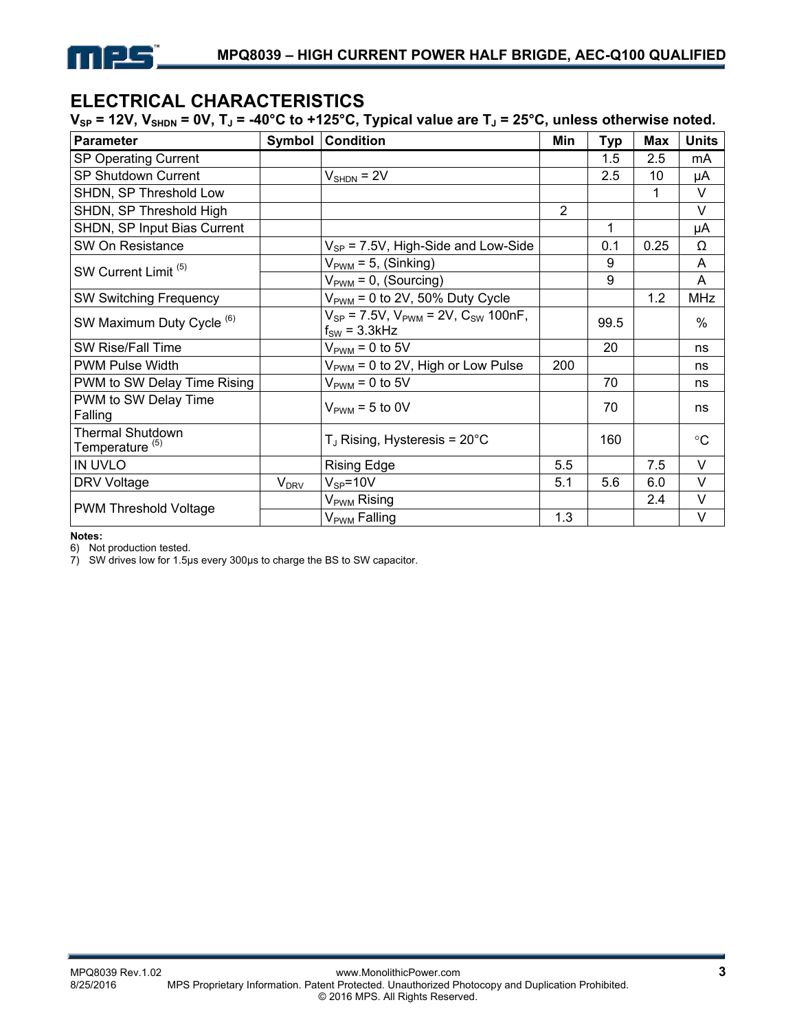## ELECTRICAL CHARACTERISTICS

**$V_{SP}$ = 12V, $V_{SHDN}$ = 0V, $T_J$ = -40°C to +125°C, Typical value are $T_J$ = 25°C, unless otherwise noted.**

| Parameter | Symbol | Condition | Min | Typ | Max | Units |
|---|---|---|---|---|---|---|
| SP Operating Current | | | | 1.5 | 2.5 | mA |
| SP Shutdown Current | | $V_{SHDN}$ = 2V | | 2.5 | 10 | μA |
| SHDN, SP Threshold Low | | | | | 1 | V |
| SHDN, SP Threshold High | | | 2 | | | V |
| SHDN, SP Input Bias Current | | | | 1 | | μA |
| SW On Resistance | | $V_{SP}$ = 7.5V, High-Side and Low-Side | | 0.1 | 0.25 | Ω |
| SW Current Limit [5] | | $V_{PWM}$ = 5, (Sinking) | | 9 | | A |
| | | $V_{PWM}$ = 0, (Sourcing) | | 9 | | A |
| SW Switching Frequency | | $V_{PWM}$ = 0 to 2V, 50% Duty Cycle | | | 1.2 | MHz |
| SW Maximum Duty Cycle [6] | | $V_{SP}$ = 7.5V, $V_{PWM}$ = 2V, $C_{SW}$ 100nF, $f_{SW}$ = 3.3kHz | | 99.5 | | % |
| SW Rise/Fall Time | | $V_{PWM}$ = 0 to 5V | | 20 | | ns |
| PWM Pulse Width | | $V_{PWM}$ = 0 to 2V, High or Low Pulse | 200 | | | ns |
| PWM to SW Delay Time Rising | | $V_{PWM}$ = 0 to 5V | | 70 | | ns |
| PWM to SW Delay Time Falling | | $V_{PWM}$ = 5 to 0V | | 70 | | ns |
| Thermal Shutdown Temperature [5] | | $T_J$ Rising, Hysteresis = 20°C | | 160 | | °C |
| IN UVLO | | Rising Edge | 5.5 | | 7.5 | V |
| DRV Voltage | $V_{DRV}$ | $V_{SP}$=10V | 5.1 | 5.6 | 6.0 | V |
| PWM Threshold Voltage | | $V_{PWM}$ Rising | | | 2.4 | V |
| | | $V_{PWM}$ Falling | 1.3 | | | V |

**Notes:**

6) Not production tested.

7) SW drives low for 1.5μs every 300μs to charge the BS to SW capacitor.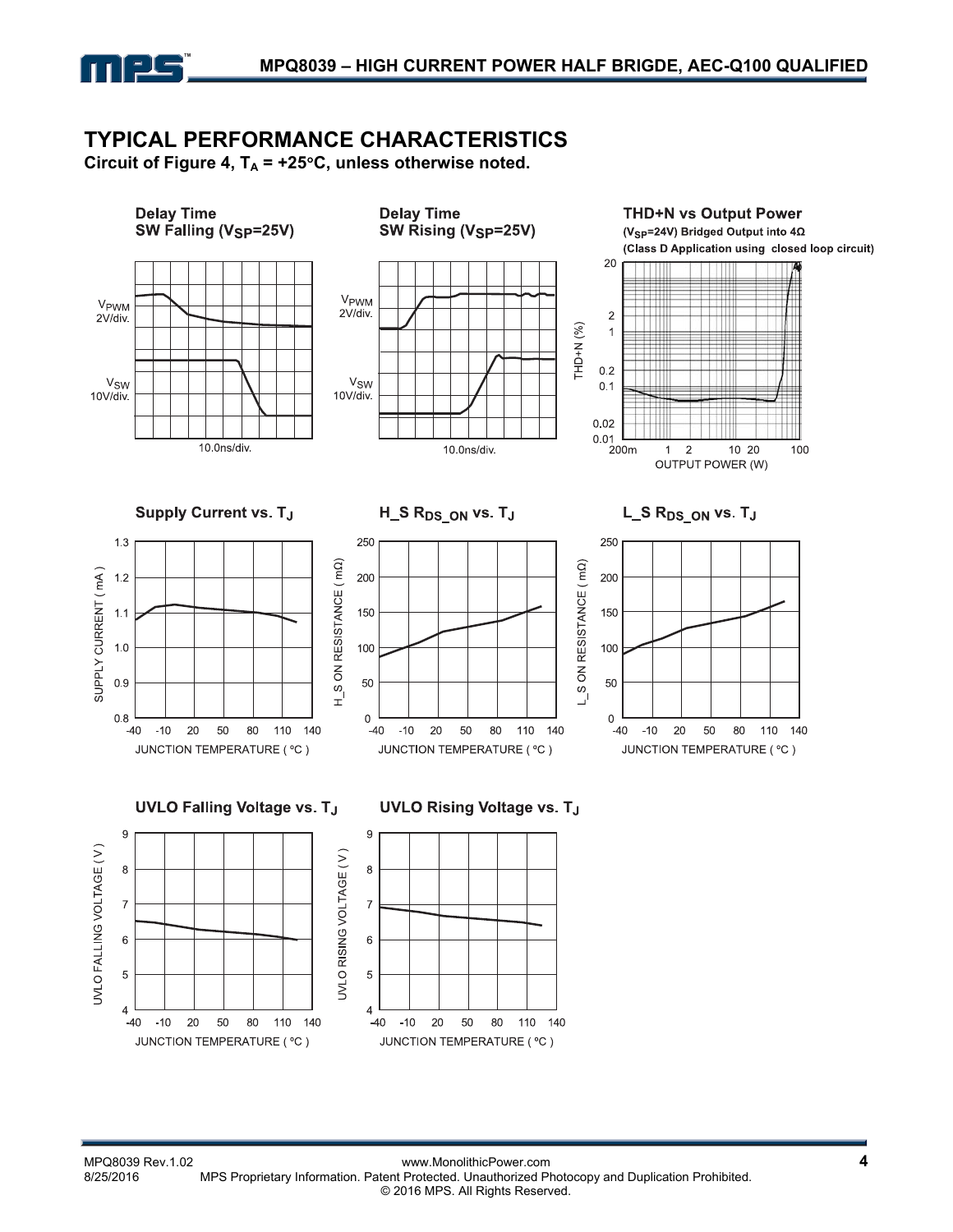## TYPICAL PERFORMANCE CHARACTERISTICS

**Circuit of Figure 4, $T_A$ = +25°C, unless otherwise noted.**

**Delay Time SW Falling ($V_{SP}$=25V)**

$V_{PWM}$ 2V/div.

$V_{SW}$ 10V/div.

10.0ns/div.

**Delay Time SW Rising ($V_{SP}$=25V)**

$V_{PWM}$ 2V/div.

$V_{SW}$ 10V/div.

10.0ns/div.

**THD+N vs Output Power**

**($V_{SP}$=24V) Bridged Output into 4Ω**

**(Class D Application using closed loop circuit)**

THD+N (%)

OUTPUT POWER (W)

**Supply Current vs. $T_J$**

SUPPLY CURRENT ( mA )

JUNCTION TEMPERATURE ( °C )

**H_S $R_{DS\_ON}$ vs. $T_J$**

H_S ON RESISTANCE ( mΩ)

JUNCTION TEMPERATURE ( °C )

**L_S $R_{DS\_ON}$ vs. $T_J$**

L_S ON RESISTANCE ( mΩ)

JUNCTION TEMPERATURE ( °C )

**UVLO Falling Voltage vs. $T_J$**

UVLO FALLING VOLTAGE ( V )

JUNCTION TEMPERATURE ( °C )

**UVLO Rising Voltage vs. $T_J$**

UVLO RISING VOLTAGE ( V )

JUNCTION TEMPERATURE ( °C )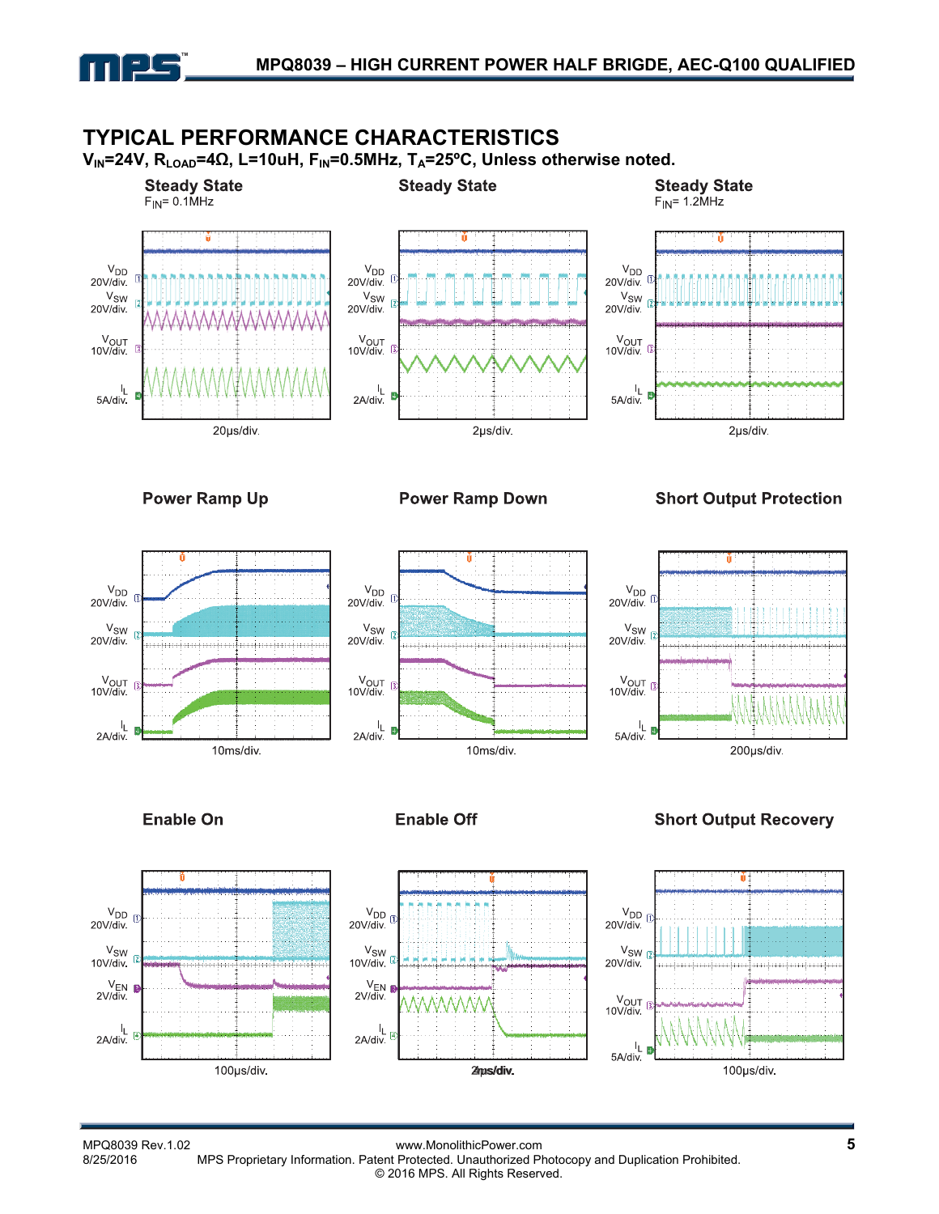## TYPICAL PERFORMANCE CHARACTERISTICS

**$V_{IN}$=24V, $R_{LOAD}$=4Ω, L=10uH, $F_{IN}$=0.5MHz, $T_A$=25ºC, Unless otherwise noted.**

**Steady State**
$F_{IN}$= 0.1MHz

$V_{DD}$ 20V/div.
$V_{SW}$ 20V/div.
$V_{OUT}$ 10V/div.
$I_L$ 5A/div.
20μs/div.

**Steady State**

$V_{DD}$ 20V/div.
$V_{SW}$ 20V/div.
$V_{OUT}$ 10V/div.
$I_L$ 2A/div.
2μs/div.

**Steady State**
$F_{IN}$= 1.2MHz

$V_{DD}$ 20V/div.
$V_{SW}$ 20V/div.
$V_{OUT}$ 10V/div.
$I_L$ 5A/div.
2μs/div.

**Power Ramp Up**

$V_{DD}$ 20V/div.
$V_{SW}$ 20V/div.
$V_{OUT}$ 10V/div.
$I_L$ 2A/div.
10ms/div.

**Power Ramp Down**

$V_{DD}$ 20V/div.
$V_{SW}$ 20V/div.
$V_{OUT}$ 10V/div.
$I_L$ 2A/div.
10ms/div.

**Short Output Protection**

$V_{DD}$ 20V/div.
$V_{SW}$ 20V/div.
$V_{OUT}$ 10V/div.
$I_L$ 5A/div.
200μs/div.

**Enable On**

$V_{DD}$ 20V/div.
$V_{SW}$ 10V/div.
$V_{EN}$ 2V/div.
$I_L$ 2A/div.
100μs/div.

**Enable Off**

$V_{DD}$ 20V/div.
$V_{SW}$ 10V/div.
$V_{EN}$ 2V/div.
$I_L$ 2A/div.
2μs/div.

**Short Output Recovery**

$V_{DD}$ 20V/div.
$V_{SW}$ 20V/div.
$V_{OUT}$ 10V/div.
$I_L$ 5A/div.
100μs/div.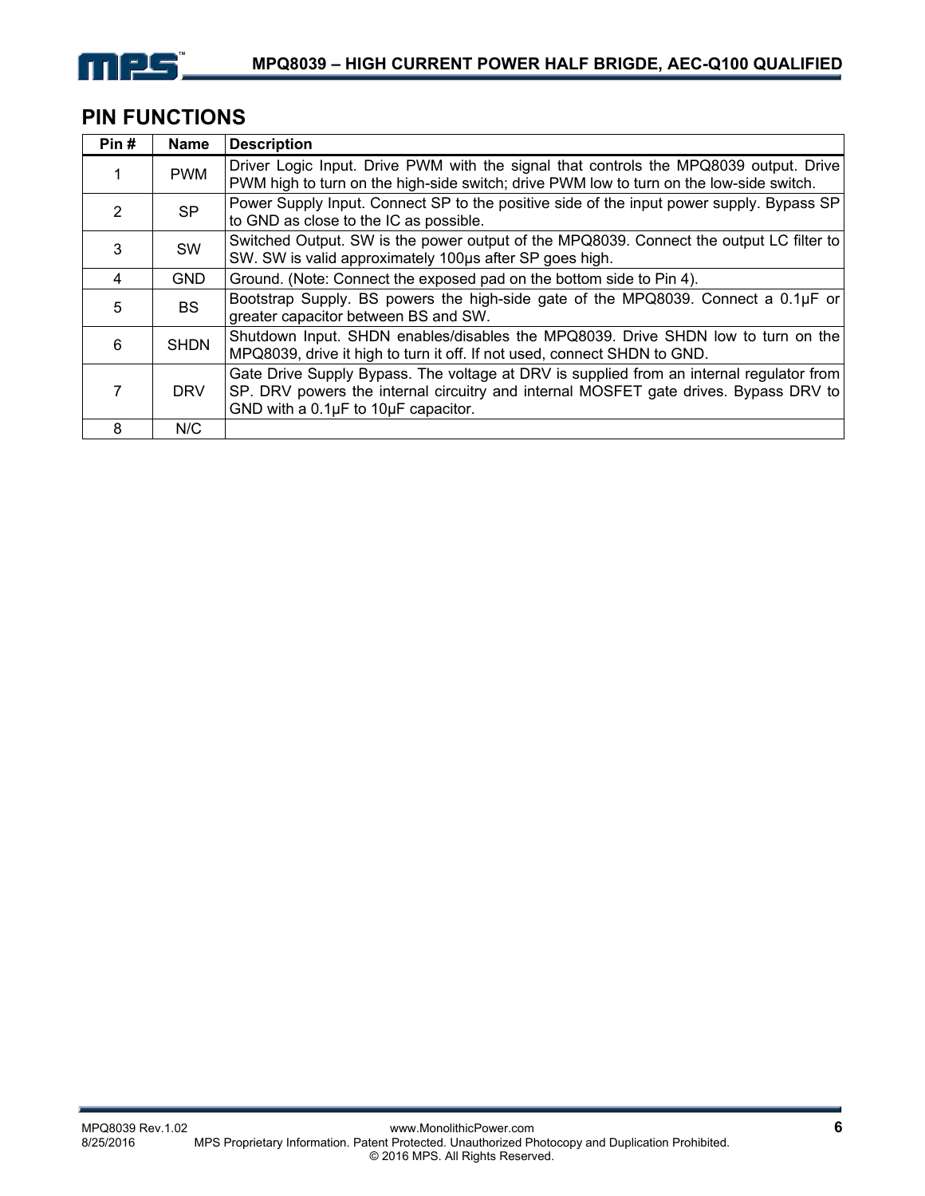## PIN FUNCTIONS

| Pin # | Name | Description |
|---|---|---|
| 1 | PWM | Driver Logic Input. Drive PWM with the signal that controls the MPQ8039 output. Drive PWM high to turn on the high-side switch; drive PWM low to turn on the low-side switch. |
| 2 | SP | Power Supply Input. Connect SP to the positive side of the input power supply. Bypass SP to GND as close to the IC as possible. |
| 3 | SW | Switched Output. SW is the power output of the MPQ8039. Connect the output LC filter to SW. SW is valid approximately 100µs after SP goes high. |
| 4 | GND | Ground. (Note: Connect the exposed pad on the bottom side to Pin 4). |
| 5 | BS | Bootstrap Supply. BS powers the high-side gate of the MPQ8039. Connect a 0.1µF or greater capacitor between BS and SW. |
| 6 | SHDN | Shutdown Input. SHDN enables/disables the MPQ8039. Drive SHDN low to turn on the MPQ8039, drive it high to turn it off. If not used, connect SHDN to GND. |
| 7 | DRV | Gate Drive Supply Bypass. The voltage at DRV is supplied from an internal regulator from SP. DRV powers the internal circuitry and internal MOSFET gate drives. Bypass DRV to GND with a 0.1µF to 10µF capacitor. |
| 8 | N/C | |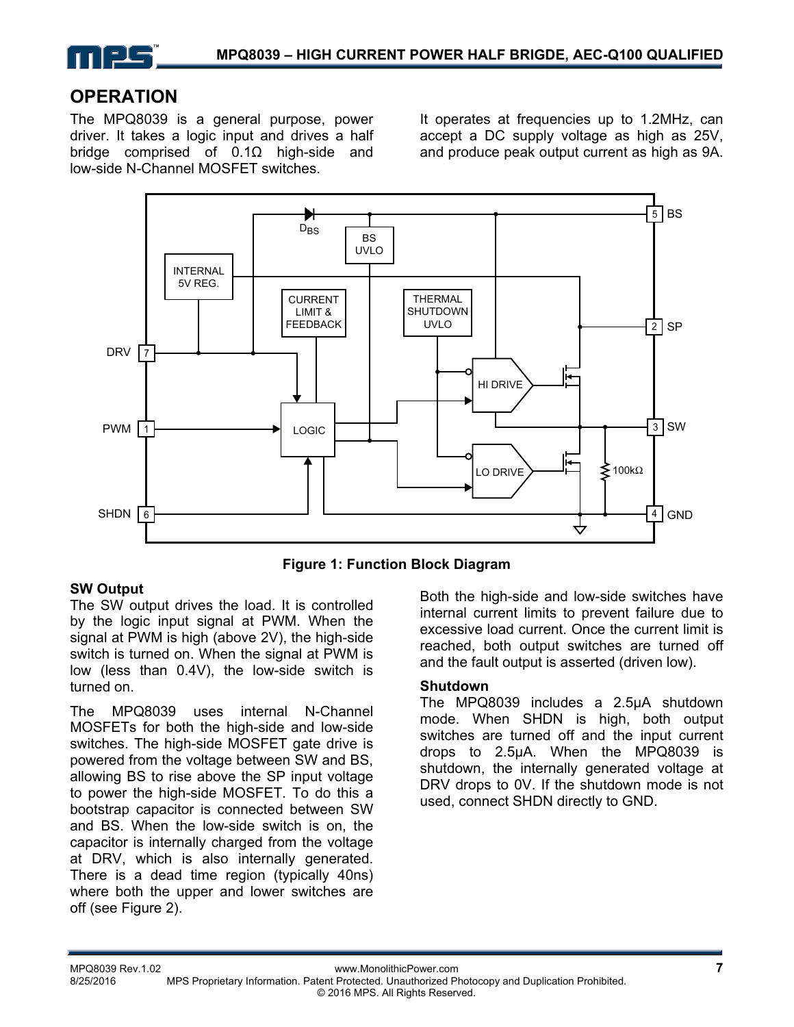## OPERATION

The MPQ8039 is a general purpose, power driver. It takes a logic input and drives a half bridge comprised of 0.1Ω high-side and low-side N-Channel MOSFET switches.

It operates at frequencies up to 1.2MHz, can accept a DC supply voltage as high as 25V, and produce peak output current as high as 9A.

**Figure 1: Function Block Diagram**

### SW Output

The SW output drives the load. It is controlled by the logic input signal at PWM. When the signal at PWM is high (above 2V), the high-side switch is turned on. When the signal at PWM is low (less than 0.4V), the low-side switch is turned on.

The MPQ8039 uses internal N-Channel MOSFETs for both the high-side and low-side switches. The high-side MOSFET gate drive is powered from the voltage between SW and BS, allowing BS to rise above the SP input voltage to power the high-side MOSFET. To do this a bootstrap capacitor is connected between SW and BS. When the low-side switch is on, the capacitor is internally charged from the voltage at DRV, which is also internally generated. There is a dead time region (typically 40ns) where both the upper and lower switches are off (see Figure 2).

Both the high-side and low-side switches have internal current limits to prevent failure due to excessive load current. Once the current limit is reached, both output switches are turned off and the fault output is asserted (driven low).

### Shutdown

The MPQ8039 includes a 2.5μA shutdown mode. When SHDN is high, both output switches are turned off and the input current drops to 2.5μA. When the MPQ8039 is shutdown, the internally generated voltage at DRV drops to 0V. If the shutdown mode is not used, connect SHDN directly to GND.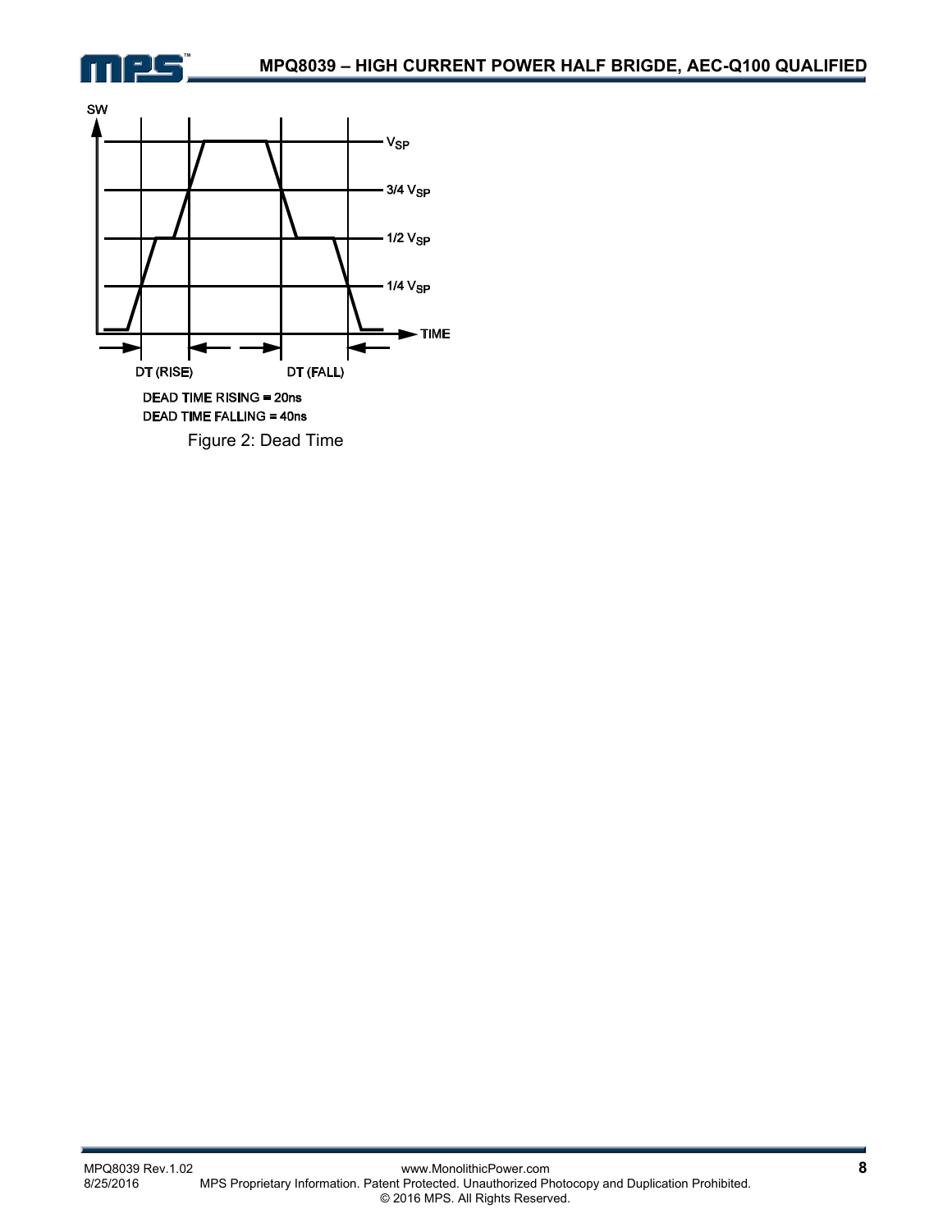SW

$V_{SP}$

3/4 $V_{SP}$

1/2 $V_{SP}$

1/4 $V_{SP}$

TIME

DT (RISE)

DT (FALL)

DEAD TIME RISING = 20ns

DEAD TIME FALLING = 40ns

Figure 2: Dead Time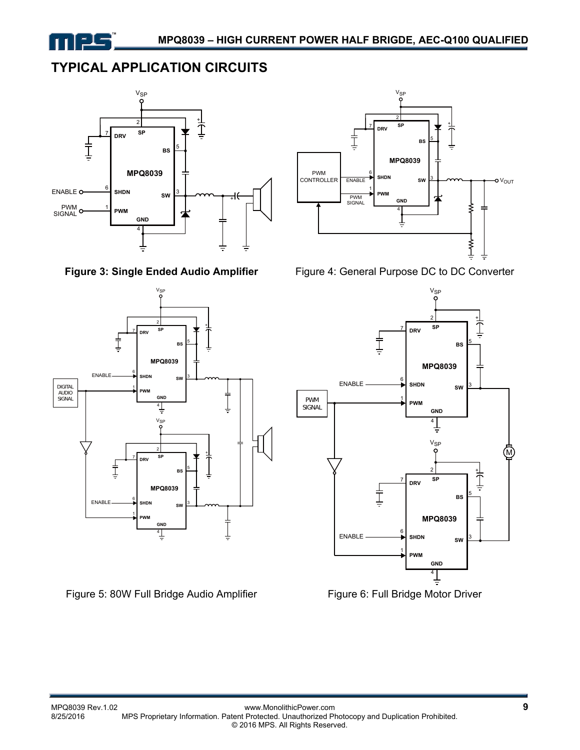## TYPICAL APPLICATION CIRCUITS

**Figure 3: Single Ended Audio Amplifier**

Figure 4: General Purpose DC to DC Converter

Figure 5: 80W Full Bridge Audio Amplifier

Figure 6: Full Bridge Motor Driver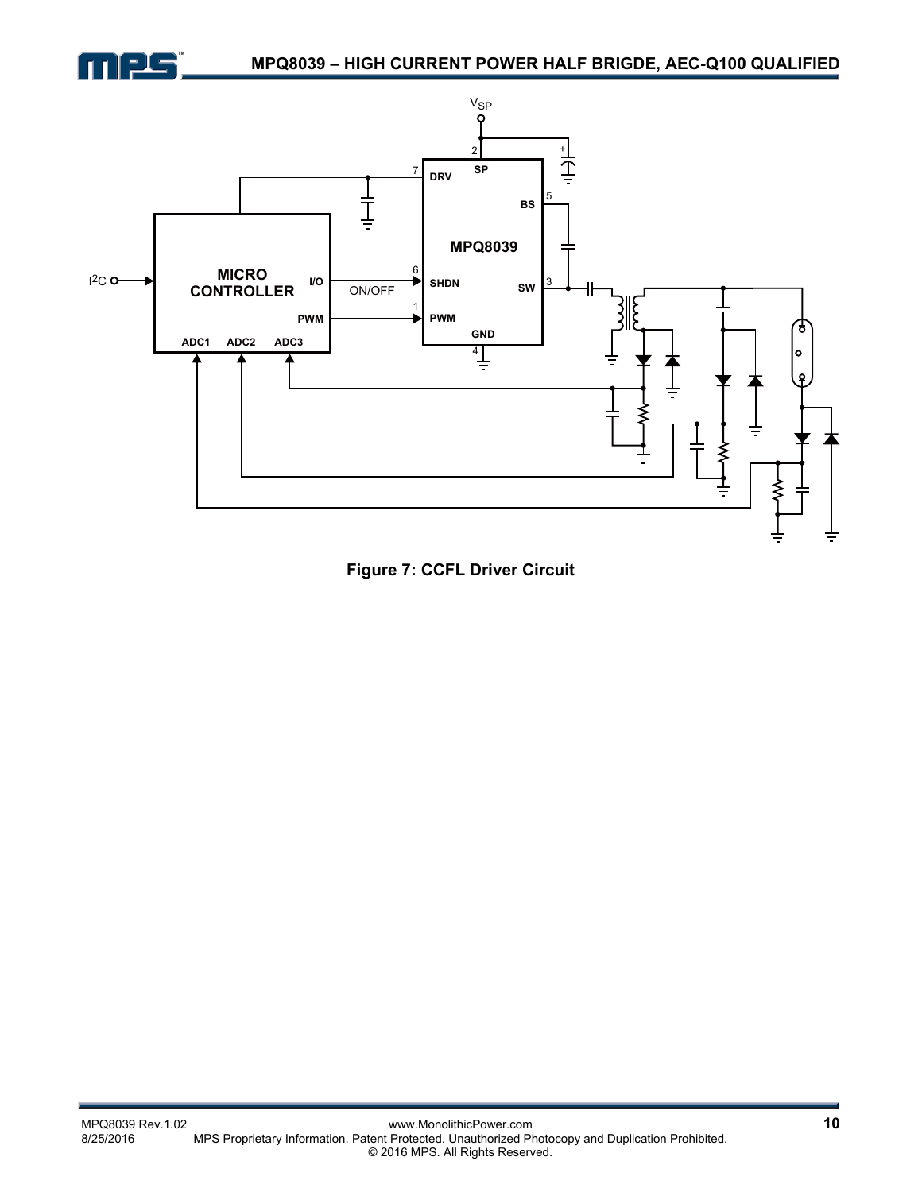**Figure 7: CCFL Driver Circuit**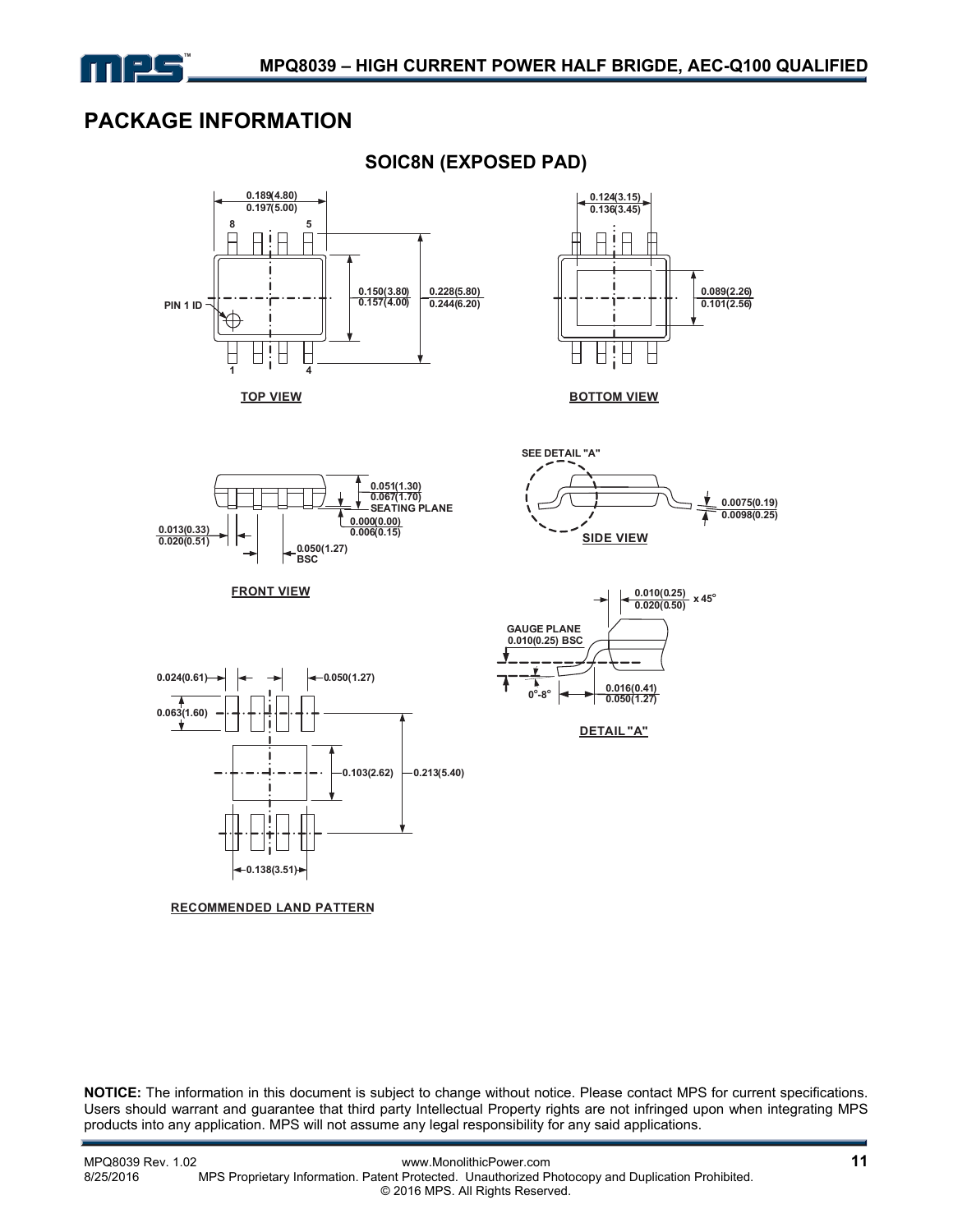# PACKAGE INFORMATION

## SOIC8N (EXPOSED PAD)

0.189(4.80)
0.197(5.00)

8 5

PIN 1 ID

1 4

0.150(3.80)
0.157(4.00)

0.228(5.80)
0.244(6.20)

TOP VIEW

0.124(3.15)
0.136(3.45)

0.089(2.26)
0.101(2.56)

BOTTOM VIEW

0.051(1.30)
0.067(1.70)
SEATING PLANE

0.000(0.00)
0.006(0.15)

0.013(0.33)
0.020(0.51)

0.050(1.27)
BSC

FRONT VIEW

SEE DETAIL "A"

0.0075(0.19)
0.0098(0.25)

SIDE VIEW

0.010(0.25)
0.020(0.50) x 45°

GAUGE PLANE
0.010(0.25) BSC

0°-8°

0.016(0.41)
0.050(1.27)

DETAIL "A"

0.024(0.61)

0.050(1.27)

0.063(1.60)

0.103(2.62)

0.213(5.40)

0.138(3.51)

RECOMMENDED LAND PATTERN

**NOTICE:** The information in this document is subject to change without notice. Please contact MPS for current specifications. Users should warrant and guarantee that third party Intellectual Property rights are not infringed upon when integrating MPS products into any application. MPS will not assume any legal responsibility for any said applications.